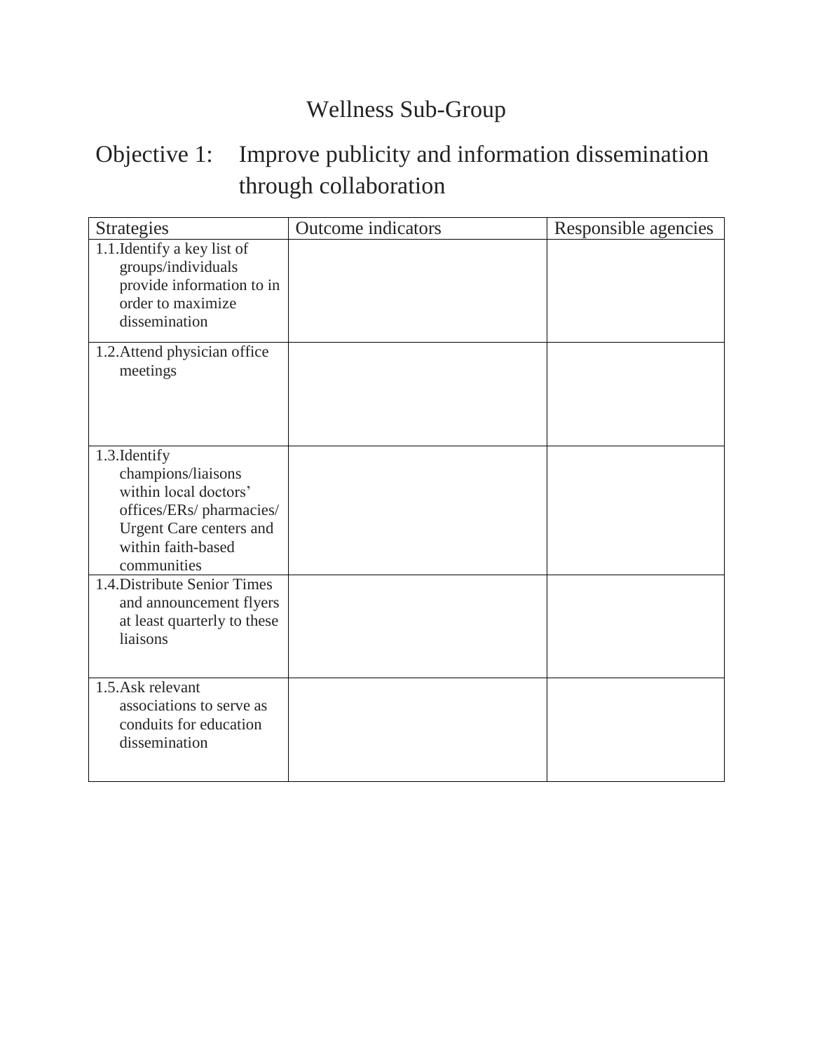# Wellness Sub-Group

## Objective 1: Improve publicity and information dissemination through collaboration

| Strategies | Outcome indicators | Responsible agencies |
| --- | --- | --- |
| 1.1. Identify a key list of groups/individuals provide information to in order to maximize dissemination | | |
| 1.2. Attend physician office meetings | | |
| 1.3. Identify champions/liaisons within local doctors' offices/ERs/ pharmacies/ Urgent Care centers and within faith-based communities | | |
| 1.4. Distribute Senior Times and announcement flyers at least quarterly to these liaisons | | |
| 1.5. Ask relevant associations to serve as conduits for education dissemination | | |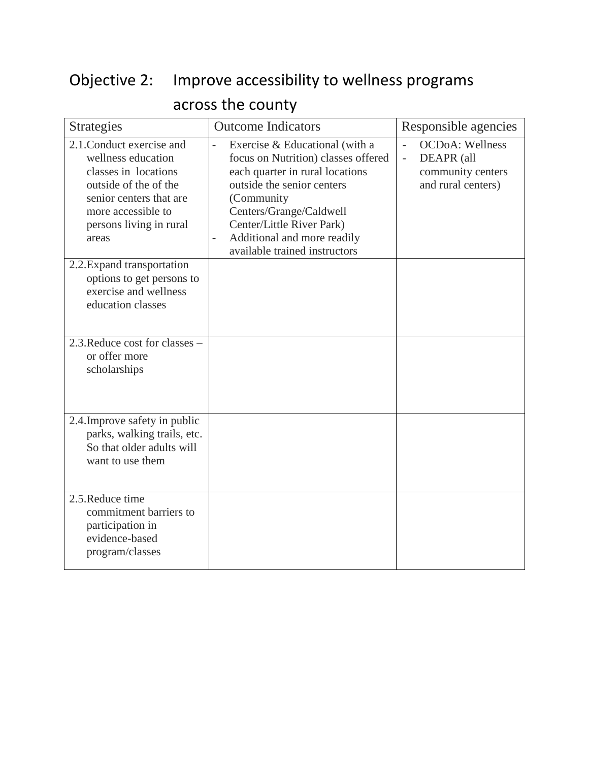## Objective 2: Improve accessibility to wellness programs across the county

| Strategies | Outcome Indicators | Responsible agencies |
|---|---|---|
| 2.1. Conduct exercise and wellness education classes in locations outside of the of the senior centers that are more accessible to persons living in rural areas | - Exercise & Educational (with a focus on Nutrition) classes offered each quarter in rural locations outside the senior centers (Community Centers/Grange/Caldwell Center/Little River Park)<br>- Additional and more readily available trained instructors | - OCDoA: Wellness<br>- DEAPR (all community centers and rural centers) |
| 2.2. Expand transportation options to get persons to exercise and wellness education classes | | |
| 2.3. Reduce cost for classes – or offer more scholarships | | |
| 2.4. Improve safety in public parks, walking trails, etc. So that older adults will want to use them | | |
| 2.5. Reduce time commitment barriers to participation in evidence-based program/classes | | |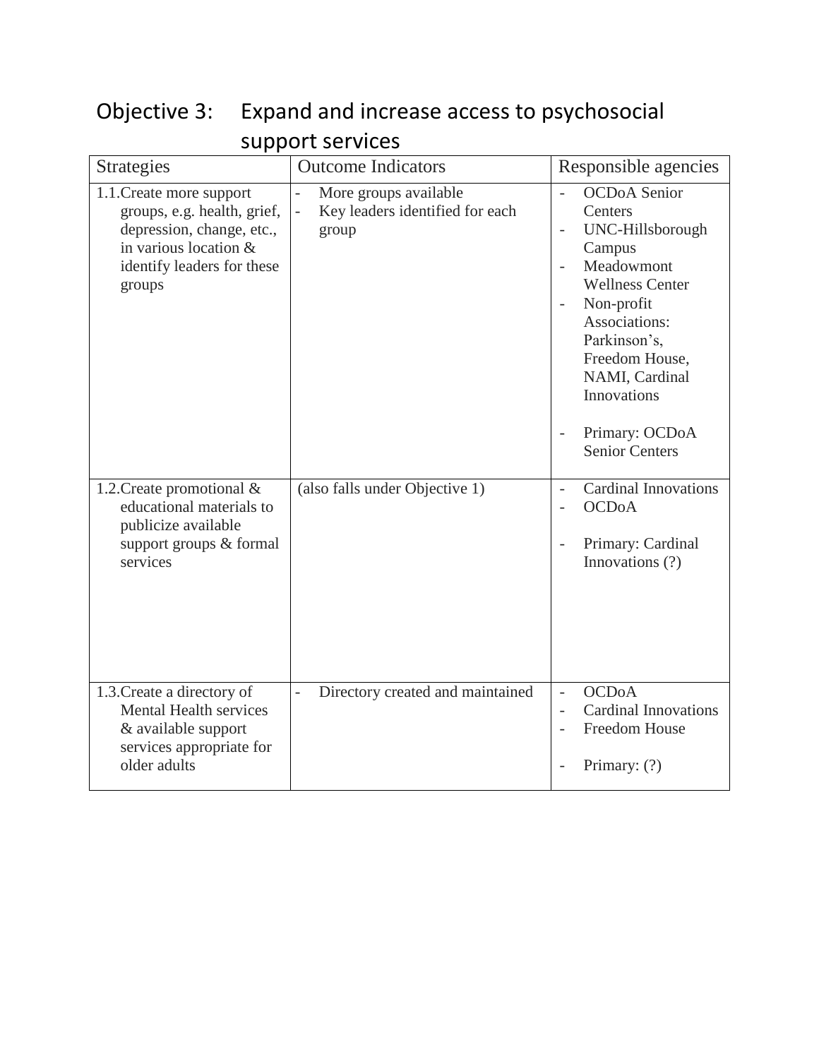## Objective 3: Expand and increase access to psychosocial support services

| Strategies | Outcome Indicators | Responsible agencies |
|---|---|---|
| 1.1. Create more support groups, e.g. health, grief, depression, change, etc., in various location & identify leaders for these groups | - More groups available<br>- Key leaders identified for each group | - OCDoA Senior Centers<br>- UNC-Hillsborough Campus<br>- Meadowmont Wellness Center<br>- Non-profit Associations: Parkinson's, Freedom House, NAMI, Cardinal Innovations<br><br>- Primary: OCDoA Senior Centers |
| 1.2. Create promotional & educational materials to publicize available support groups & formal services | (also falls under Objective 1) | - Cardinal Innovations<br>- OCDoA<br><br>- Primary: Cardinal Innovations (?) |
| 1.3. Create a directory of Mental Health services & available support services appropriate for older adults | - Directory created and maintained | - OCDoA<br>- Cardinal Innovations<br>- Freedom House<br><br>- Primary: (?) |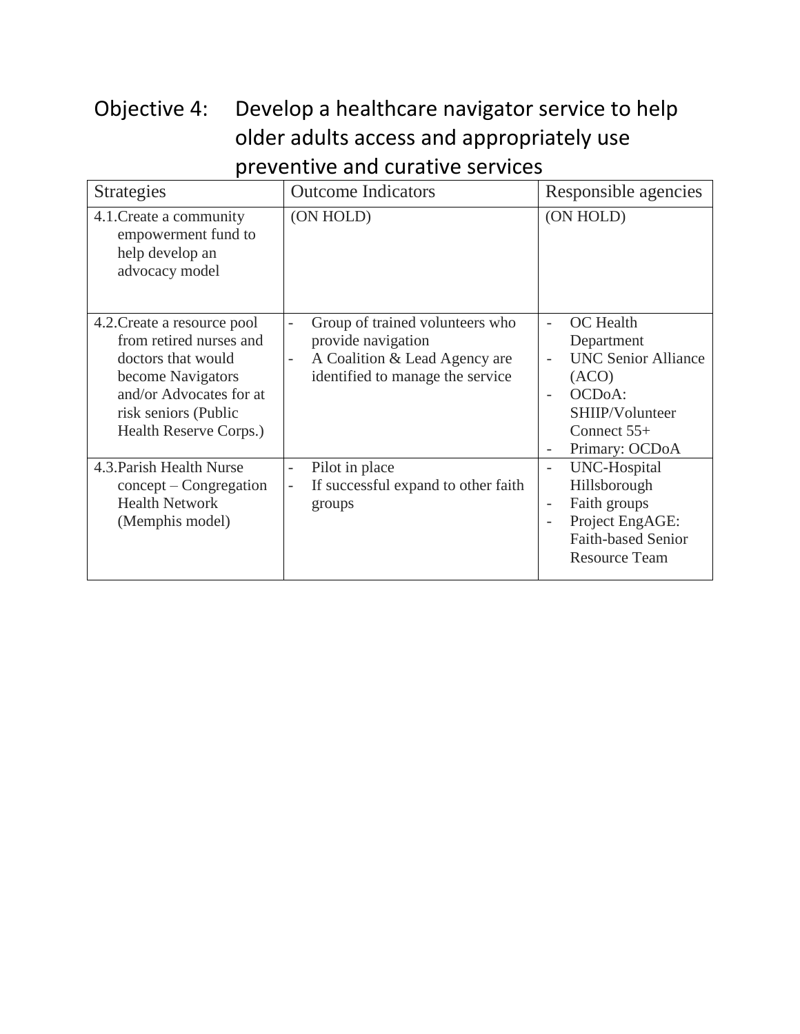## Objective 4: Develop a healthcare navigator service to help older adults access and appropriately use preventive and curative services

| Strategies | Outcome Indicators | Responsible agencies |
|---|---|---|
| 4.1. Create a community empowerment fund to help develop an advocacy model | (ON HOLD) | (ON HOLD) |
| 4.2. Create a resource pool from retired nurses and doctors that would become Navigators and/or Advocates for at risk seniors (Public Health Reserve Corps.) | - Group of trained volunteers who provide navigation<br>- A Coalition & Lead Agency are identified to manage the service | - OC Health Department<br>- UNC Senior Alliance (ACO)<br>- OCDoA: SHIIP/Volunteer Connect 55+<br>- Primary: OCDoA |
| 4.3. Parish Health Nurse concept – Congregation Health Network (Memphis model) | - Pilot in place<br>- If successful expand to other faith groups | - UNC-Hospital Hillsborough<br>- Faith groups<br>- Project EngAGE: Faith-based Senior Resource Team |